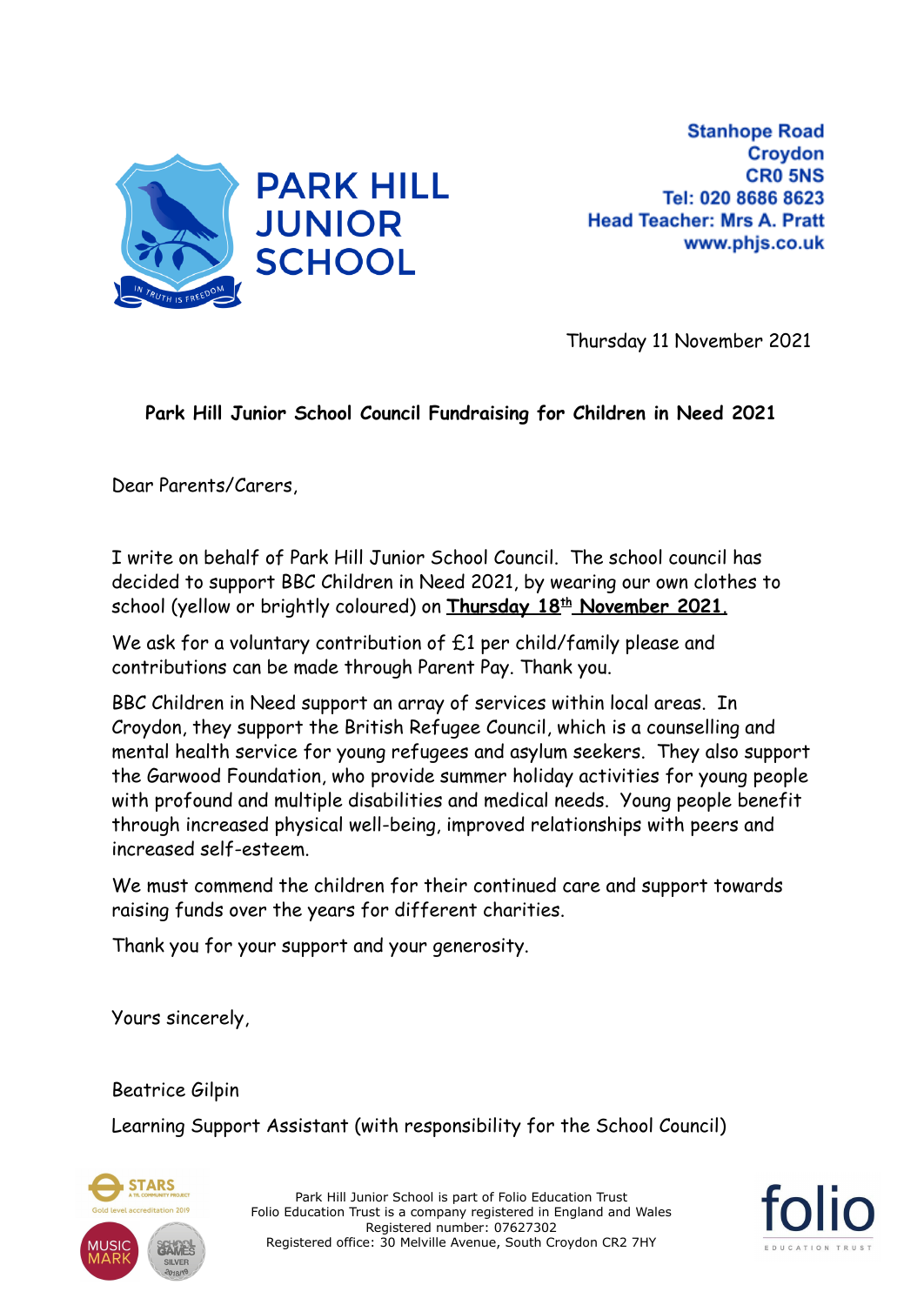PARK HILL JUNIOR SCHOOL

Stanhope Road
Croydon
CR0 5NS
Tel: 020 8686 8623
Head Teacher: Mrs A. Pratt
www.phjs.co.uk

Thursday 11 November 2021

**Park Hill Junior School Council Fundraising for Children in Need 2021**

Dear Parents/Carers,

I write on behalf of Park Hill Junior School Council. The school council has decided to support BBC Children in Need 2021, by wearing our own clothes to school (yellow or brightly coloured) on **Thursday 18th November 2021.**

We ask for a voluntary contribution of £1 per child/family please and contributions can be made through Parent Pay. Thank you.

BBC Children in Need support an array of services within local areas. In Croydon, they support the British Refugee Council, which is a counselling and mental health service for young refugees and asylum seekers. They also support the Garwood Foundation, who provide summer holiday activities for young people with profound and multiple disabilities and medical needs. Young people benefit through increased physical well-being, improved relationships with peers and increased self-esteem.

We must commend the children for their continued care and support towards raising funds over the years for different charities.

Thank you for your support and your generosity.

Yours sincerely,

Beatrice Gilpin

Learning Support Assistant (with responsibility for the School Council)

Park Hill Junior School is part of Folio Education Trust
Folio Education Trust is a company registered in England and Wales
Registered number: 07627302
Registered office: 30 Melville Avenue, South Croydon CR2 7HY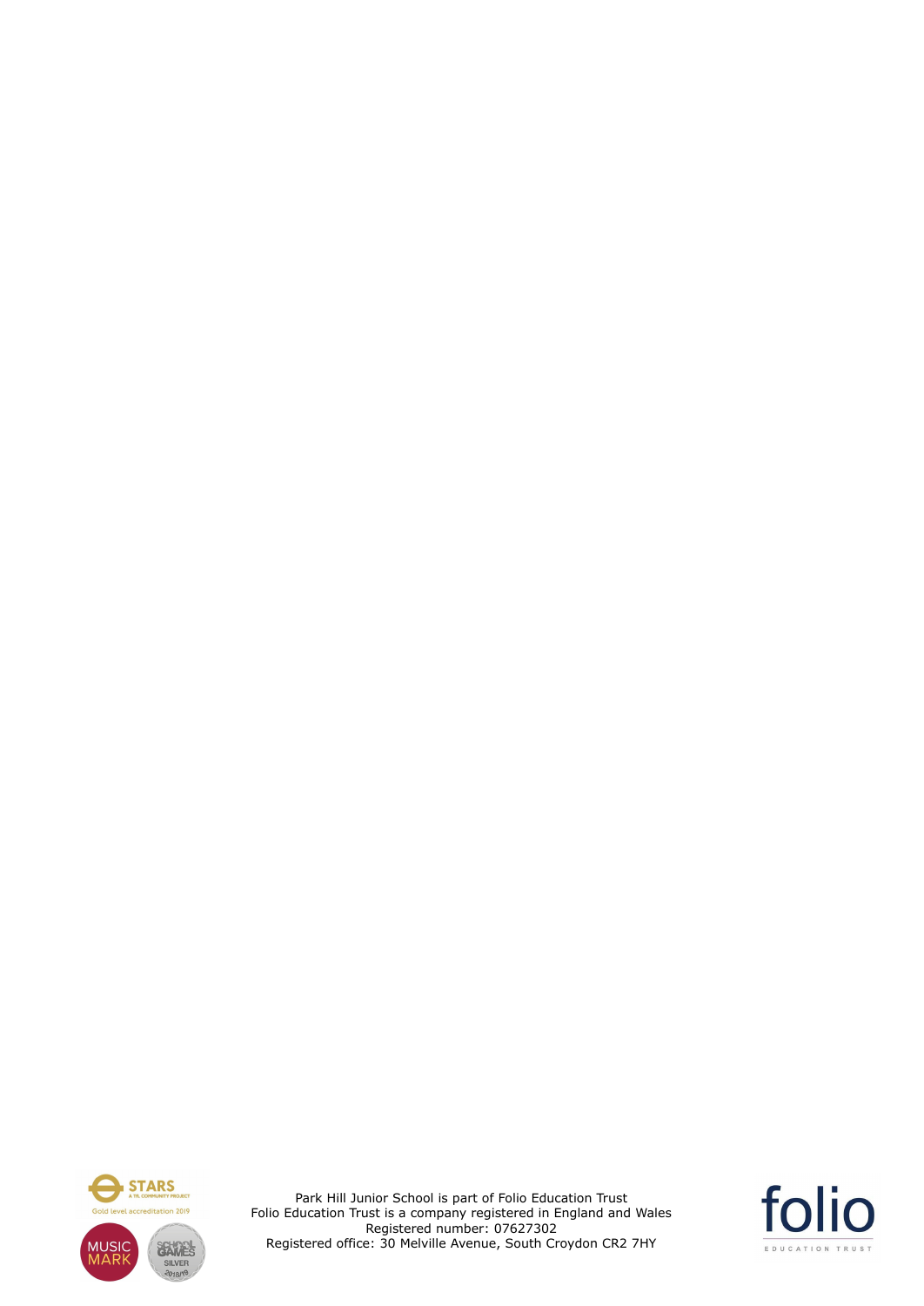Park Hill Junior School is part of Folio Education Trust
Folio Education Trust is a company registered in England and Wales
Registered number: 07627302
Registered office: 30 Melville Avenue, South Croydon CR2 7HY